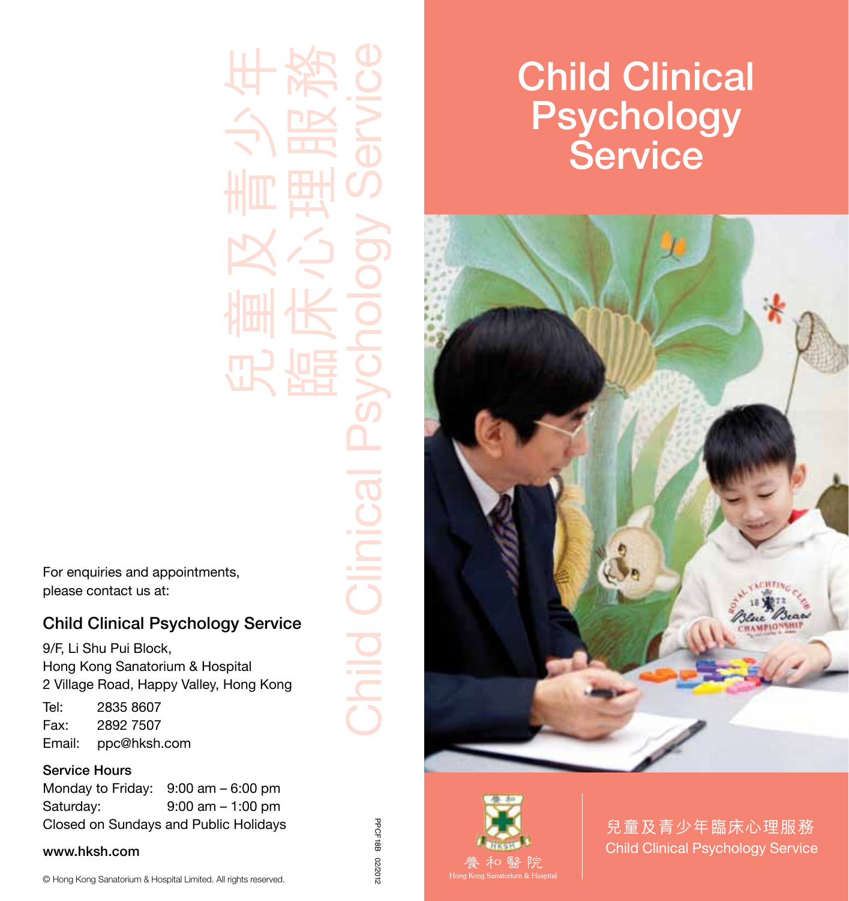# Child Clinical Psychology Service

兒童及青少年臨床心理服務
Child Clinical Psychology Service

養和醫院
Hong Kong Sanatorium & Hospital

兒童及青少年臨床心理服務
Child Clinical Psychology Service

For enquiries and appointments, please contact us at:

## Child Clinical Psychology Service

9/F, Li Shu Pui Block,
Hong Kong Sanatorium & Hospital
2 Village Road, Happy Valley, Hong Kong

Tel: 2835 8607
Fax: 2892 7507
Email: ppc@hksh.com

**Service Hours**

Monday to Friday: 9:00 am – 6:00 pm
Saturday: 9:00 am – 1:00 pm
Closed on Sundays and Public Holidays

**www.hksh.com**

© Hong Kong Sanatorium & Hospital Limited. All rights reserved.

PPCF18B 02/2012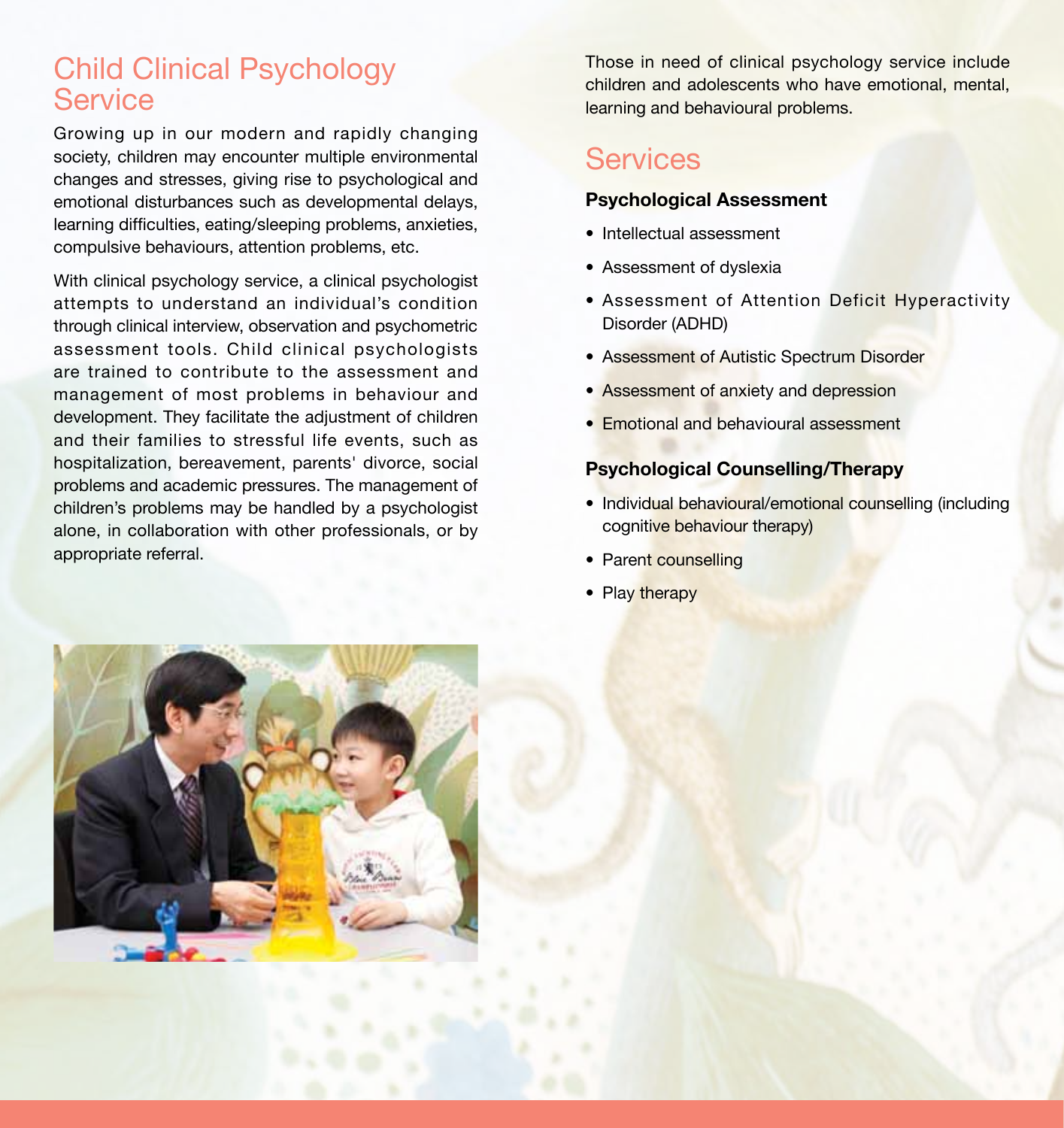# Child Clinical Psychology Service

Growing up in our modern and rapidly changing society, children may encounter multiple environmental changes and stresses, giving rise to psychological and emotional disturbances such as developmental delays, learning difficulties, eating/sleeping problems, anxieties, compulsive behaviours, attention problems, etc.

With clinical psychology service, a clinical psychologist attempts to understand an individual's condition through clinical interview, observation and psychometric assessment tools. Child clinical psychologists are trained to contribute to the assessment and management of most problems in behaviour and development. They facilitate the adjustment of children and their families to stressful life events, such as hospitalization, bereavement, parents' divorce, social problems and academic pressures. The management of children's problems may be handled by a psychologist alone, in collaboration with other professionals, or by appropriate referral.

Those in need of clinical psychology service include children and adolescents who have emotional, mental, learning and behavioural problems.

## Services

### Psychological Assessment

- Intellectual assessment
- Assessment of dyslexia
- Assessment of Attention Deficit Hyperactivity Disorder (ADHD)
- Assessment of Autistic Spectrum Disorder
- Assessment of anxiety and depression
- Emotional and behavioural assessment

### Psychological Counselling/Therapy

- Individual behavioural/emotional counselling (including cognitive behaviour therapy)
- Parent counselling
- Play therapy